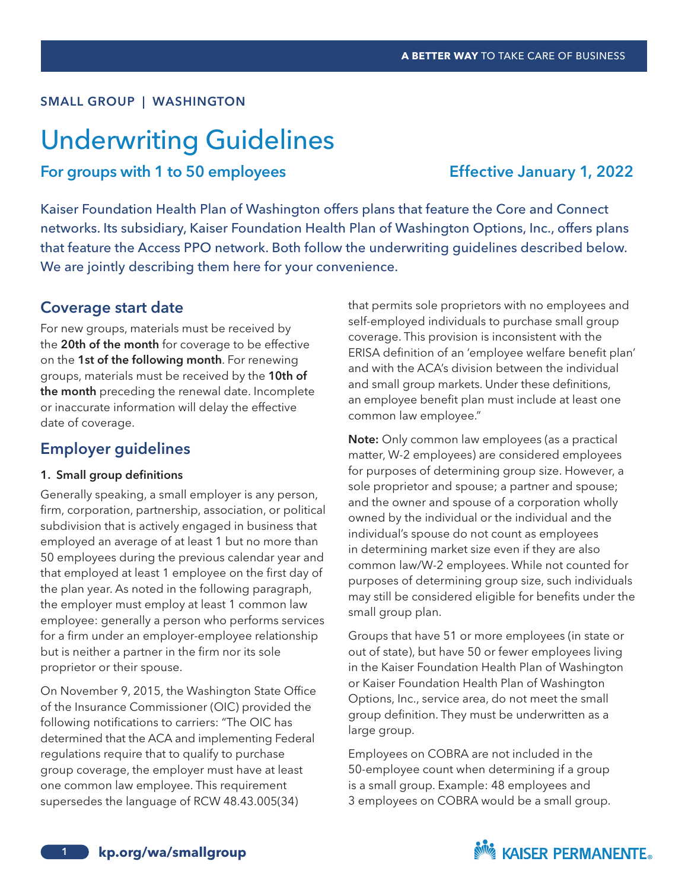SMALL GROUP | WASHINGTON

# Underwriting Guidelines

## For groups with 1 to 50 employees

**Effective January 1, 2022**

Kaiser Foundation Health Plan of Washington offers plans that feature the Core and Connect networks. Its subsidiary, Kaiser Foundation Health Plan of Washington Options, Inc., offers plans that feature the Access PPO network. Both follow the underwriting guidelines described below. We are jointly describing them here for your convenience.

## Coverage start date

For new groups, materials must be received by the **20th of the month** for coverage to be effective on the **1st of the following month**. For renewing groups, materials must be received by the **10th of the month** preceding the renewal date. Incomplete or inaccurate information will delay the effective date of coverage.

## Employer guidelines

### 1. Small group definitions

Generally speaking, a small employer is any person, firm, corporation, partnership, association, or political subdivision that is actively engaged in business that employed an average of at least 1 but no more than 50 employees during the previous calendar year and that employed at least 1 employee on the first day of the plan year. As noted in the following paragraph, the employer must employ at least 1 common law employee: generally a person who performs services for a firm under an employer-employee relationship but is neither a partner in the firm nor its sole proprietor or their spouse.

On November 9, 2015, the Washington State Office of the Insurance Commissioner (OIC) provided the following notifications to carriers: "The OIC has determined that the ACA and implementing Federal regulations require that to qualify to purchase group coverage, the employer must have at least one common law employee. This requirement supersedes the language of RCW 48.43.005(34) that permits sole proprietors with no employees and self-employed individuals to purchase small group coverage. This provision is inconsistent with the ERISA definition of an 'employee welfare benefit plan' and with the ACA's division between the individual and small group markets. Under these definitions, an employee benefit plan must include at least one common law employee."

**Note:** Only common law employees (as a practical matter, W-2 employees) are considered employees for purposes of determining group size. However, a sole proprietor and spouse; a partner and spouse; and the owner and spouse of a corporation wholly owned by the individual or the individual and the individual's spouse do not count as employees in determining market size even if they are also common law/W-2 employees. While not counted for purposes of determining group size, such individuals may still be considered eligible for benefits under the small group plan.

Groups that have 51 or more employees (in state or out of state), but have 50 or fewer employees living in the Kaiser Foundation Health Plan of Washington or Kaiser Foundation Health Plan of Washington Options, Inc., service area, do not meet the small group definition. They must be underwritten as a large group.

Employees on COBRA are not included in the 50-employee count when determining if a group is a small group. Example: 48 employees and 3 employees on COBRA would be a small group.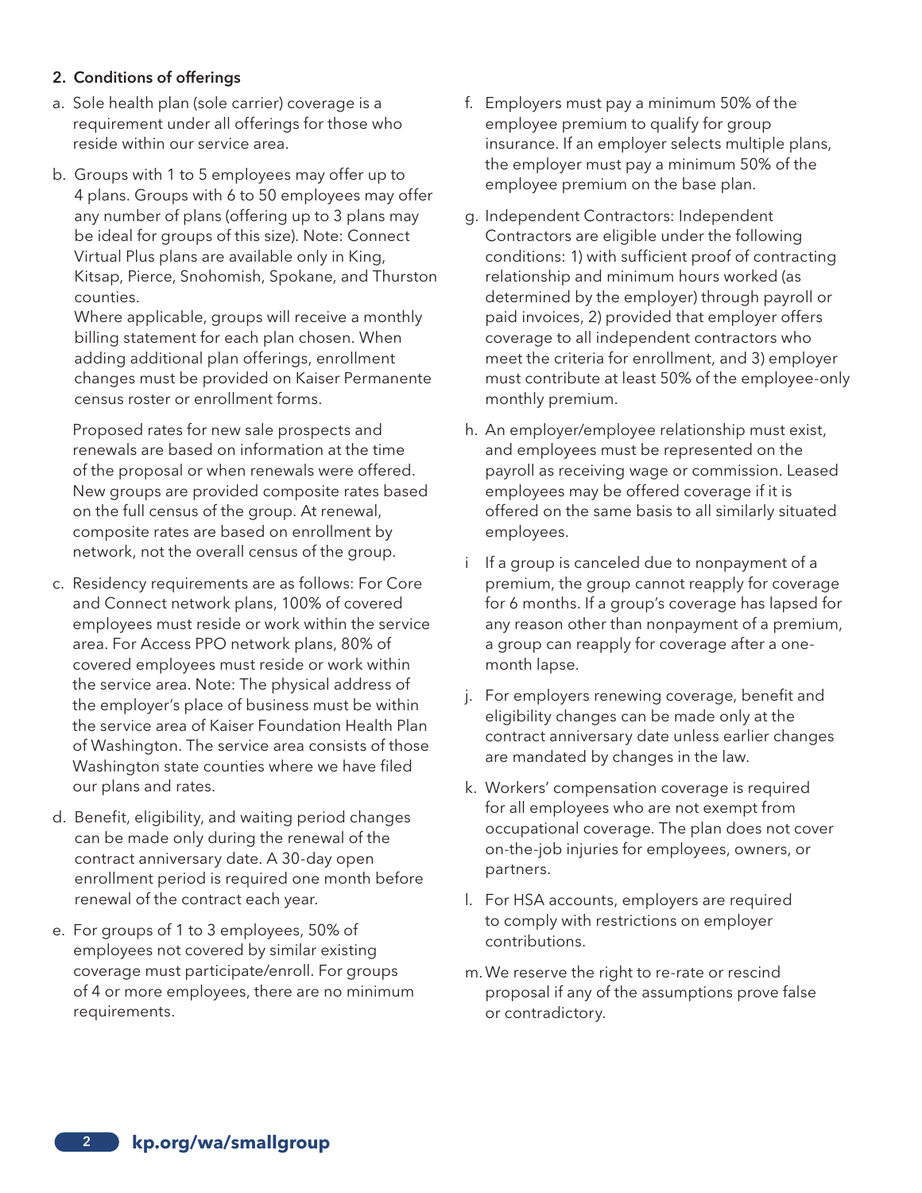## 2. Conditions of offerings

a. Sole health plan (sole carrier) coverage is a requirement under all offerings for those who reside within our service area.

b. Groups with 1 to 5 employees may offer up to 4 plans. Groups with 6 to 50 employees may offer any number of plans (offering up to 3 plans may be ideal for groups of this size). Note: Connect Virtual Plus plans are available only in King, Kitsap, Pierce, Snohomish, Spokane, and Thurston counties.
   Where applicable, groups will receive a monthly billing statement for each plan chosen. When adding additional plan offerings, enrollment changes must be provided on Kaiser Permanente census roster or enrollment forms.

   Proposed rates for new sale prospects and renewals are based on information at the time of the proposal or when renewals were offered. New groups are provided composite rates based on the full census of the group. At renewal, composite rates are based on enrollment by network, not the overall census of the group.

c. Residency requirements are as follows: For Core and Connect network plans, 100% of covered employees must reside or work within the service area. For Access PPO network plans, 80% of covered employees must reside or work within the service area. Note: The physical address of the employer's place of business must be within the service area of Kaiser Foundation Health Plan of Washington. The service area consists of those Washington state counties where we have filed our plans and rates.

d. Benefit, eligibility, and waiting period changes can be made only during the renewal of the contract anniversary date. A 30-day open enrollment period is required one month before renewal of the contract each year.

e. For groups of 1 to 3 employees, 50% of employees not covered by similar existing coverage must participate/enroll. For groups of 4 or more employees, there are no minimum requirements.

f. Employers must pay a minimum 50% of the employee premium to qualify for group insurance. If an employer selects multiple plans, the employer must pay a minimum 50% of the employee premium on the base plan.

g. Independent Contractors: Independent Contractors are eligible under the following conditions: 1) with sufficient proof of contracting relationship and minimum hours worked (as determined by the employer) through payroll or paid invoices, 2) provided that employer offers coverage to all independent contractors who meet the criteria for enrollment, and 3) employer must contribute at least 50% of the employee-only monthly premium.

h. An employer/employee relationship must exist, and employees must be represented on the payroll as receiving wage or commission. Leased employees may be offered coverage if it is offered on the same basis to all similarly situated employees.

i If a group is canceled due to nonpayment of a premium, the group cannot reapply for coverage for 6 months. If a group's coverage has lapsed for any reason other than nonpayment of a premium, a group can reapply for coverage after a one-month lapse.

j. For employers renewing coverage, benefit and eligibility changes can be made only at the contract anniversary date unless earlier changes are mandated by changes in the law.

k. Workers' compensation coverage is required for all employees who are not exempt from occupational coverage. The plan does not cover on-the-job injuries for employees, owners, or partners.

l. For HSA accounts, employers are required to comply with restrictions on employer contributions.

m. We reserve the right to re-rate or rescind proposal if any of the assumptions prove false or contradictory.

kp.org/wa/smallgroup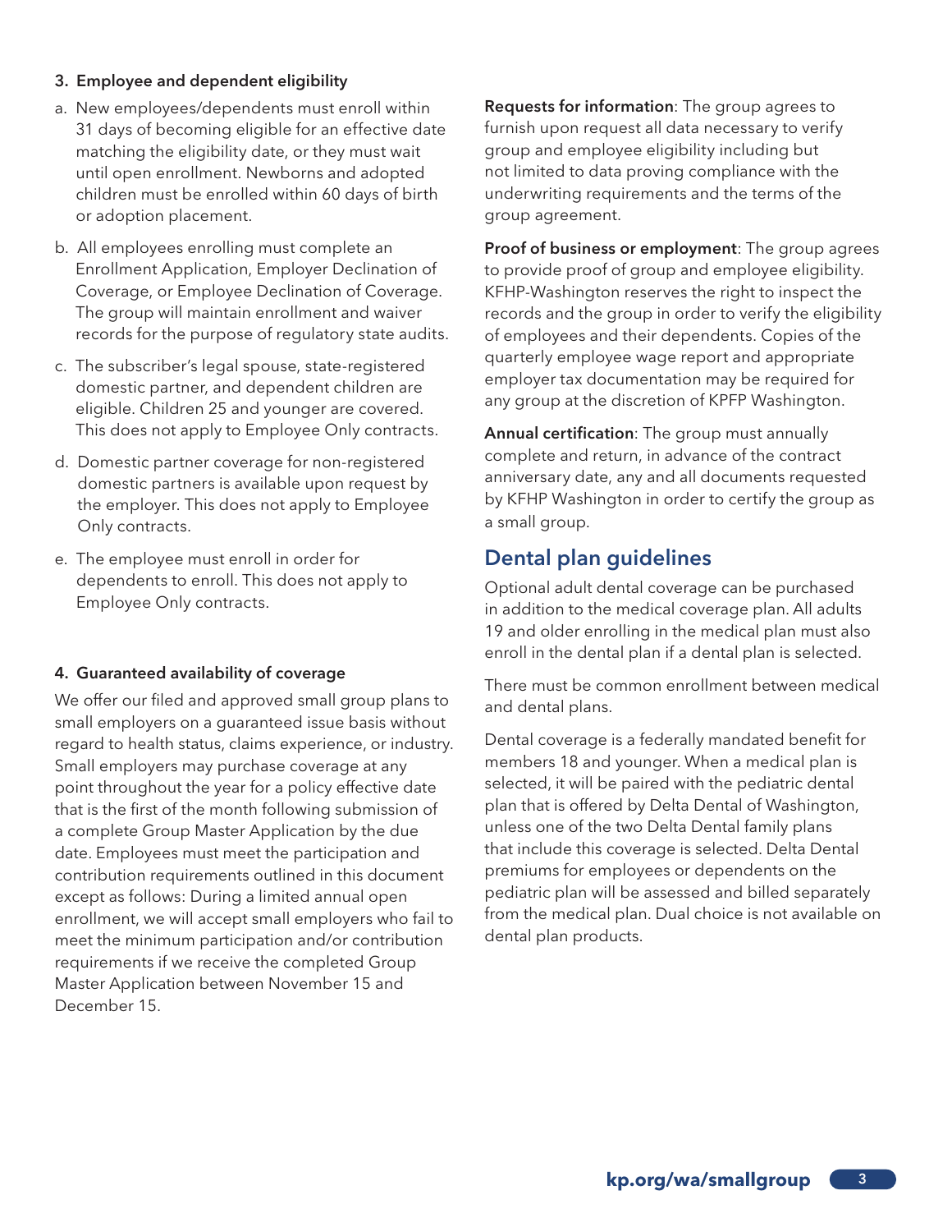### 3. Employee and dependent eligibility

a. New employees/dependents must enroll within 31 days of becoming eligible for an effective date matching the eligibility date, or they must wait until open enrollment. Newborns and adopted children must be enrolled within 60 days of birth or adoption placement.

b. All employees enrolling must complete an Enrollment Application, Employer Declination of Coverage, or Employee Declination of Coverage. The group will maintain enrollment and waiver records for the purpose of regulatory state audits.

c. The subscriber's legal spouse, state-registered domestic partner, and dependent children are eligible. Children 25 and younger are covered. This does not apply to Employee Only contracts.

d. Domestic partner coverage for non-registered domestic partners is available upon request by the employer. This does not apply to Employee Only contracts.

e. The employee must enroll in order for dependents to enroll. This does not apply to Employee Only contracts.

### 4. Guaranteed availability of coverage

We offer our filed and approved small group plans to small employers on a guaranteed issue basis without regard to health status, claims experience, or industry. Small employers may purchase coverage at any point throughout the year for a policy effective date that is the first of the month following submission of a complete Group Master Application by the due date. Employees must meet the participation and contribution requirements outlined in this document except as follows: During a limited annual open enrollment, we will accept small employers who fail to meet the minimum participation and/or contribution requirements if we receive the completed Group Master Application between November 15 and December 15.

**Requests for information**: The group agrees to furnish upon request all data necessary to verify group and employee eligibility including but not limited to data proving compliance with the underwriting requirements and the terms of the group agreement.

**Proof of business or employment**: The group agrees to provide proof of group and employee eligibility. KFHP-Washington reserves the right to inspect the records and the group in order to verify the eligibility of employees and their dependents. Copies of the quarterly employee wage report and appropriate employer tax documentation may be required for any group at the discretion of KPFP Washington.

**Annual certification**: The group must annually complete and return, in advance of the contract anniversary date, any and all documents requested by KFHP Washington in order to certify the group as a small group.

## Dental plan guidelines

Optional adult dental coverage can be purchased in addition to the medical coverage plan. All adults 19 and older enrolling in the medical plan must also enroll in the dental plan if a dental plan is selected.

There must be common enrollment between medical and dental plans.

Dental coverage is a federally mandated benefit for members 18 and younger. When a medical plan is selected, it will be paired with the pediatric dental plan that is offered by Delta Dental of Washington, unless one of the two Delta Dental family plans that include this coverage is selected. Delta Dental premiums for employees or dependents on the pediatric plan will be assessed and billed separately from the medical plan. Dual choice is not available on dental plan products.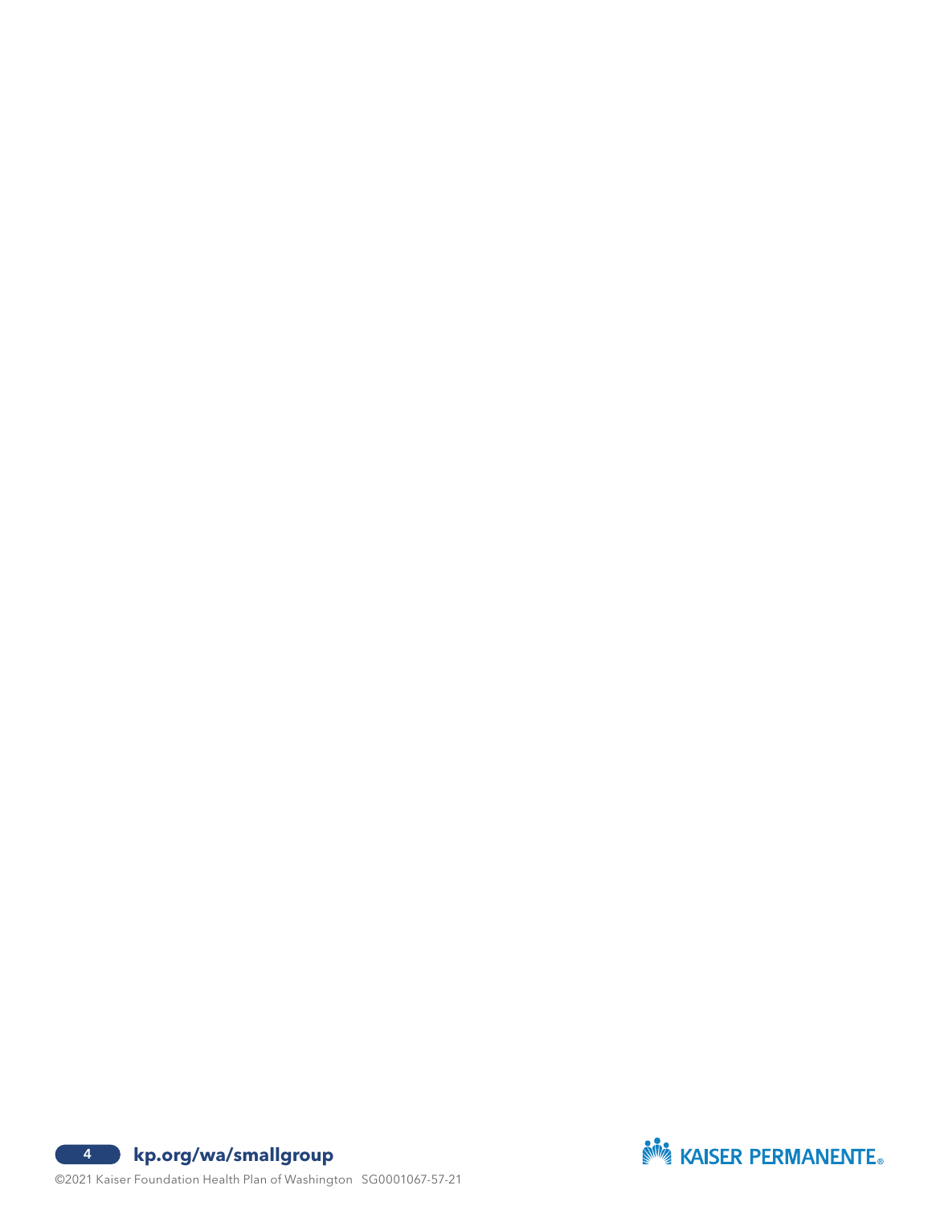©2021 Kaiser Foundation Health Plan of Washington SG0001067-57-21